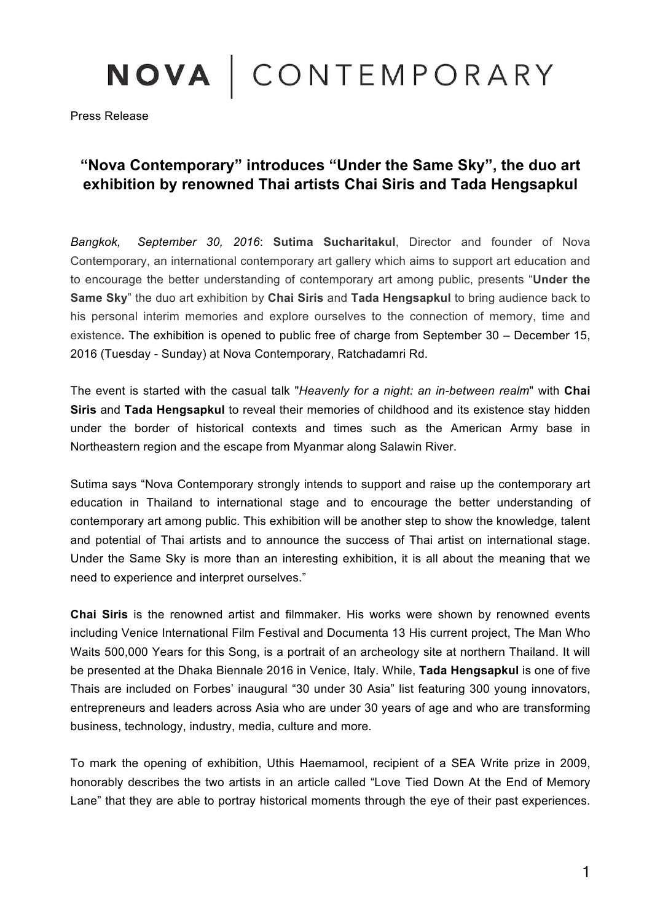# NOVA | CONTEMPORARY

Press Release

## "Nova Contemporary" introduces "Under the Same Sky", the duo art exhibition by renowned Thai artists Chai Siris and Tada Hengsapkul

*Bangkok, September 30, 2016*: **Sutima Sucharitakul**, Director and founder of Nova Contemporary, an international contemporary art gallery which aims to support art education and to encourage the better understanding of contemporary art among public, presents "**Under the Same Sky**" the duo art exhibition by **Chai Siris** and **Tada Hengsapkul** to bring audience back to his personal interim memories and explore ourselves to the connection of memory, time and existence**.** The exhibition is opened to public free of charge from September 30 – December 15, 2016 (Tuesday - Sunday) at Nova Contemporary, Ratchadamri Rd.

The event is started with the casual talk "*Heavenly for a night: an in-between realm*" with **Chai Siris** and **Tada Hengsapkul** to reveal their memories of childhood and its existence stay hidden under the border of historical contexts and times such as the American Army base in Northeastern region and the escape from Myanmar along Salawin River.

Sutima says "Nova Contemporary strongly intends to support and raise up the contemporary art education in Thailand to international stage and to encourage the better understanding of contemporary art among public. This exhibition will be another step to show the knowledge, talent and potential of Thai artists and to announce the success of Thai artist on international stage. Under the Same Sky is more than an interesting exhibition, it is all about the meaning that we need to experience and interpret ourselves."

**Chai Siris** is the renowned artist and filmmaker. His works were shown by renowned events including Venice International Film Festival and Documenta 13 His current project, The Man Who Waits 500,000 Years for this Song, is a portrait of an archeology site at northern Thailand. It will be presented at the Dhaka Biennale 2016 in Venice, Italy. While, **Tada Hengsapkul** is one of five Thais are included on Forbes' inaugural "30 under 30 Asia" list featuring 300 young innovators, entrepreneurs and leaders across Asia who are under 30 years of age and who are transforming business, technology, industry, media, culture and more.

To mark the opening of exhibition, Uthis Haemamool, recipient of a SEA Write prize in 2009, honorably describes the two artists in an article called "Love Tied Down At the End of Memory Lane" that they are able to portray historical moments through the eye of their past experiences.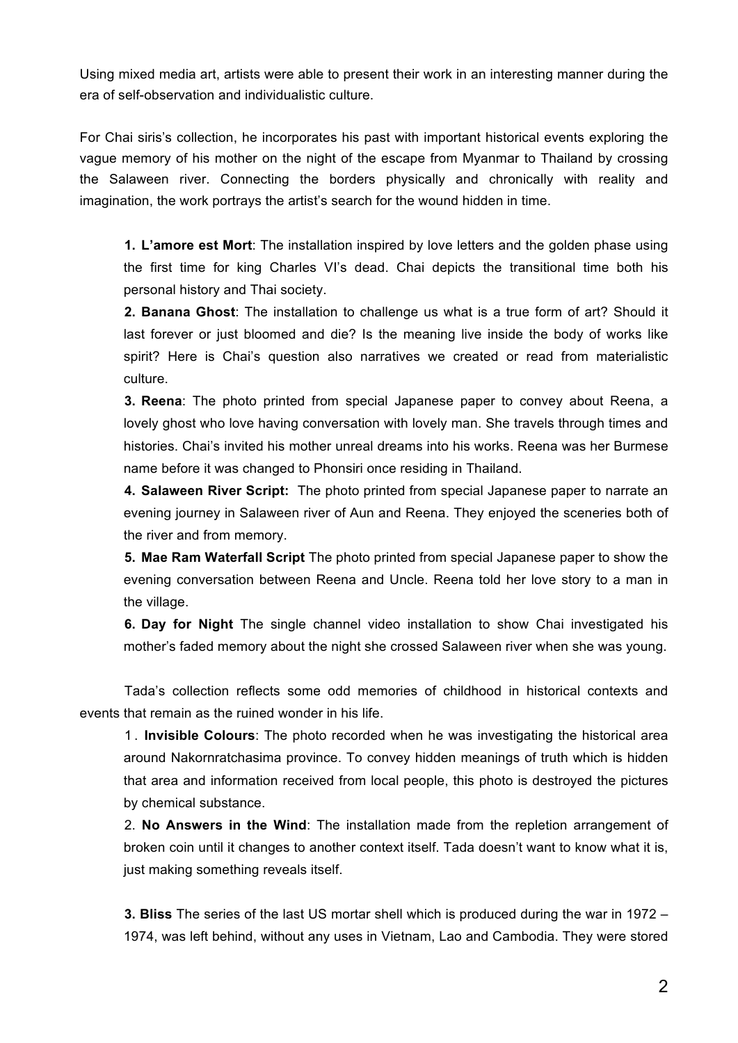Using mixed media art, artists were able to present their work in an interesting manner during the era of self-observation and individualistic culture.

For Chai siris's collection, he incorporates his past with important historical events exploring the vague memory of his mother on the night of the escape from Myanmar to Thailand by crossing the Salaween river. Connecting the borders physically and chronically with reality and imagination, the work portrays the artist's search for the wound hidden in time.

1. **L'amore est Mort**: The installation inspired by love letters and the golden phase using the first time for king Charles VI's dead. Chai depicts the transitional time both his personal history and Thai society.
2. **Banana Ghost**: The installation to challenge us what is a true form of art? Should it last forever or just bloomed and die? Is the meaning live inside the body of works like spirit? Here is Chai's question also narratives we created or read from materialistic culture.
3. **Reena**: The photo printed from special Japanese paper to convey about Reena, a lovely ghost who love having conversation with lovely man. She travels through times and histories. Chai's invited his mother unreal dreams into his works. Reena was her Burmese name before it was changed to Phonsiri once residing in Thailand.
4. **Salaween River Script:** The photo printed from special Japanese paper to narrate an evening journey in Salaween river of Aun and Reena. They enjoyed the sceneries both of the river and from memory.
5. **Mae Ram Waterfall Script** The photo printed from special Japanese paper to show the evening conversation between Reena and Uncle. Reena told her love story to a man in the village.
6. **Day for Night** The single channel video installation to show Chai investigated his mother's faded memory about the night she crossed Salaween river when she was young.

Tada's collection reflects some odd memories of childhood in historical contexts and events that remain as the ruined wonder in his life.

1. **Invisible Colours**: The photo recorded when he was investigating the historical area around Nakornratchasima province. To convey hidden meanings of truth which is hidden that area and information received from local people, this photo is destroyed the pictures by chemical substance.
2. **No Answers in the Wind**: The installation made from the repletion arrangement of broken coin until it changes to another context itself. Tada doesn't want to know what it is, just making something reveals itself.
3. **Bliss** The series of the last US mortar shell which is produced during the war in 1972 – 1974, was left behind, without any uses in Vietnam, Lao and Cambodia. They were stored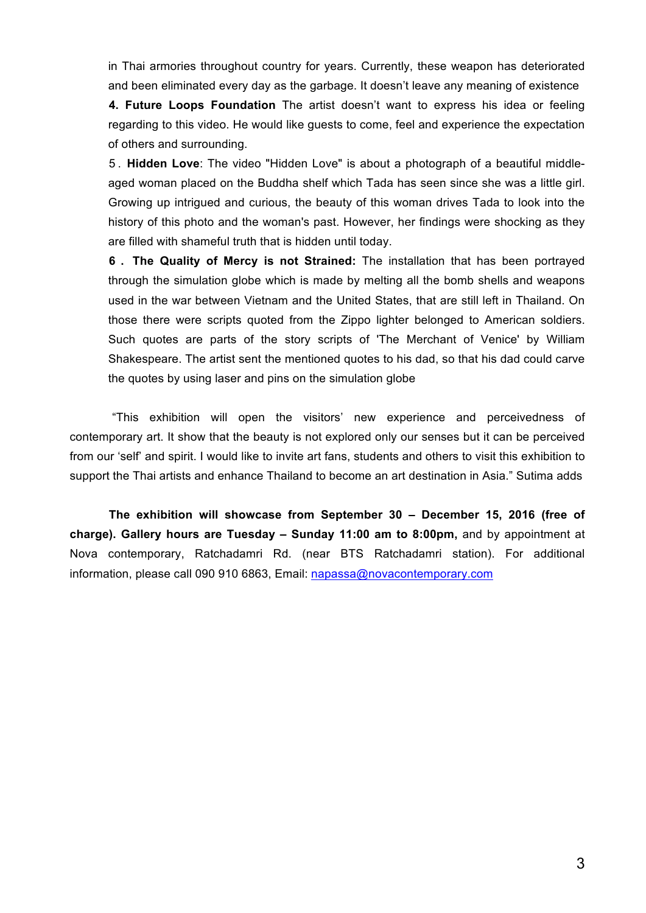in Thai armories throughout country for years. Currently, these weapon has deteriorated and been eliminated every day as the garbage. It doesn't leave any meaning of existence

**4. Future Loops Foundation** The artist doesn't want to express his idea or feeling regarding to this video. He would like guests to come, feel and experience the expectation of others and surrounding.

5. **Hidden Love**: The video "Hidden Love" is about a photograph of a beautiful middle-aged woman placed on the Buddha shelf which Tada has seen since she was a little girl. Growing up intrigued and curious, the beauty of this woman drives Tada to look into the history of this photo and the woman's past. However, her findings were shocking as they are filled with shameful truth that is hidden until today.

**6. The Quality of Mercy is not Strained:** The installation that has been portrayed through the simulation globe which is made by melting all the bomb shells and weapons used in the war between Vietnam and the United States, that are still left in Thailand. On those there were scripts quoted from the Zippo lighter belonged to American soldiers. Such quotes are parts of the story scripts of 'The Merchant of Venice' by William Shakespeare. The artist sent the mentioned quotes to his dad, so that his dad could carve the quotes by using laser and pins on the simulation globe

"This exhibition will open the visitors' new experience and perceivedness of contemporary art. It show that the beauty is not explored only our senses but it can be perceived from our 'self' and spirit. I would like to invite art fans, students and others to visit this exhibition to support the Thai artists and enhance Thailand to become an art destination in Asia." Sutima adds

**The exhibition will showcase from September 30 – December 15, 2016 (free of charge). Gallery hours are Tuesday – Sunday 11:00 am to 8:00pm,** and by appointment at Nova contemporary, Ratchadamri Rd. (near BTS Ratchadamri station). For additional information, please call 090 910 6863, Email: napassa@novacontemporary.com